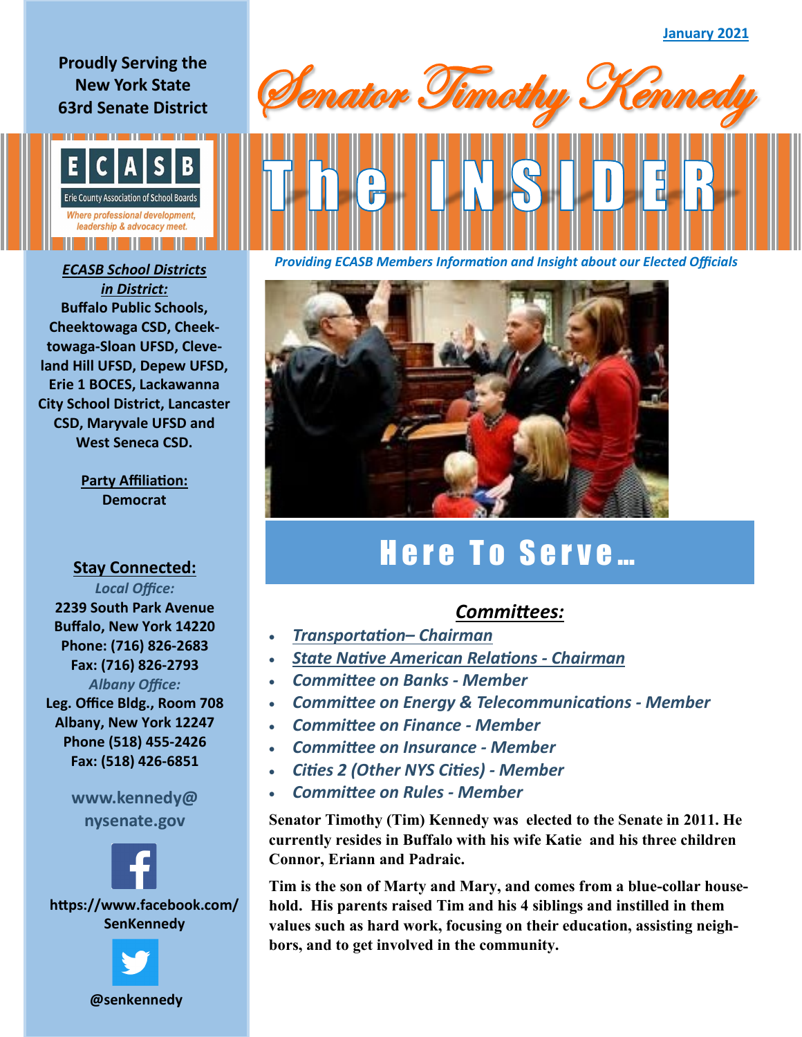January 2021

# Senator Timothy Kennedy

# The INSIDER

*Providing ECASB Members Information and Insight about our Elected Officials*

**Proudly Serving the New York State 63rd Senate District**

ECASB
Erie County Association of School Boards
*Where professional development, leadership & advocacy meet.*

***ECASB School Districts in District:***
**Buffalo Public Schools, Cheektowaga CSD, Cheektowaga-Sloan UFSD, Cleveland Hill UFSD, Depew UFSD, Erie 1 BOCES, Lackawanna City School District, Lancaster CSD, Maryvale UFSD and West Seneca CSD.**

**Party Affiliation:**
**Democrat**

## Stay Connected:

*Local Office:*
**2239 South Park Avenue**
**Buffalo, New York 14220**
**Phone: (716) 826-2683**
**Fax: (716) 826-2793**

*Albany Office:*
**Leg. Office Bldg., Room 708**
**Albany, New York 12247**
**Phone (518) 455-2426**
**Fax: (518) 426-6851**

**www.kennedy@nysenate.gov**

**https://www.facebook.com/SenKennedy**

**@senkennedy**

## Here To Serve…

### *Committees:*

- *Transportation– Chairman*
- *State Native American Relations - Chairman*
- *Committee on Banks - Member*
- *Committee on Energy & Telecommunications - Member*
- *Committee on Finance - Member*
- *Committee on Insurance - Member*
- *Cities 2 (Other NYS Cities) - Member*
- *Committee on Rules - Member*

**Senator Timothy (Tim) Kennedy was elected to the Senate in 2011. He currently resides in Buffalo with his wife Katie and his three children Connor, Eriann and Padraic.**

**Tim is the son of Marty and Mary, and comes from a blue-collar household. His parents raised Tim and his 4 siblings and instilled in them values such as hard work, focusing on their education, assisting neighbors, and to get involved in the community.**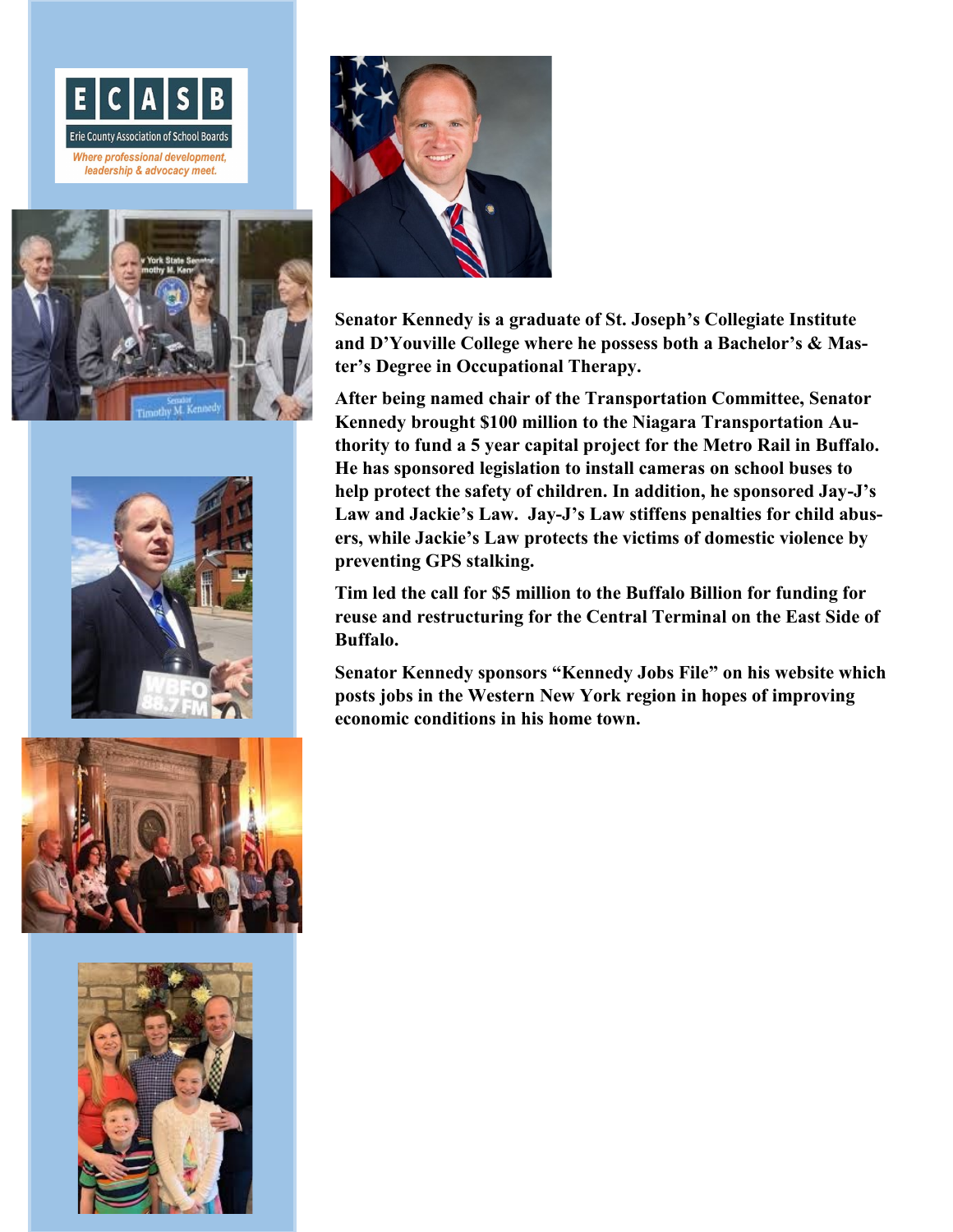**Senator Kennedy is a graduate of St. Joseph's Collegiate Institute and D'Youville College where he possess both a Bachelor's & Master's Degree in Occupational Therapy.**

**After being named chair of the Transportation Committee, Senator Kennedy brought $100 million to the Niagara Transportation Authority to fund a 5 year capital project for the Metro Rail in Buffalo. He has sponsored legislation to install cameras on school buses to help protect the safety of children. In addition, he sponsored Jay-J's Law and Jackie's Law. Jay-J's Law stiffens penalties for child abusers, while Jackie's Law protects the victims of domestic violence by preventing GPS stalking.**

**Tim led the call for $5 million to the Buffalo Billion for funding for reuse and restructuring for the Central Terminal on the East Side of Buffalo.**

**Senator Kennedy sponsors "Kennedy Jobs File" on his website which posts jobs in the Western New York region in hopes of improving economic conditions in his home town.**